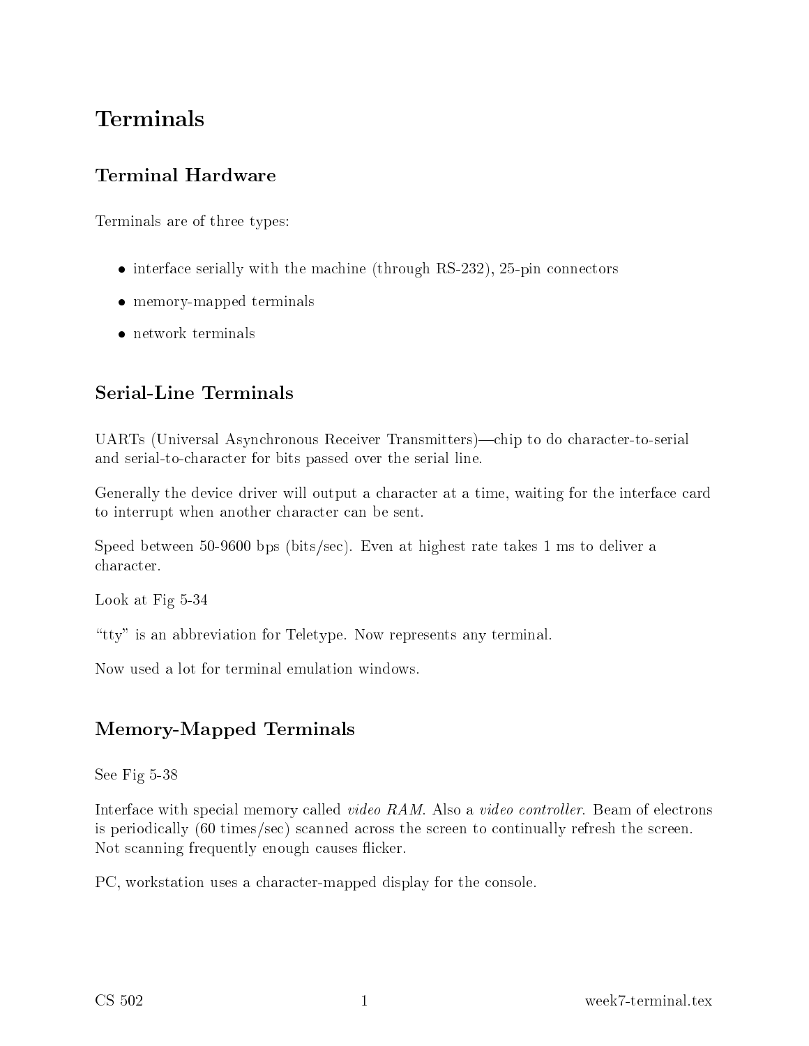# Terminals

## Terminal Hardware

Terminals are of three types:

- interface serially with the machine (through RS-232), 25-pin connectors
- memory-mapped terminals
- network terminals

## Serial-Line Terminals

UARTs (Universal Asynchronous Receiver Transmitters)—chip to do character-to-serial and serial-to-character for bits passed over the serial line.

Generally the device driver will output a character at a time, waiting for the interface card to interrupt when another character can be sent.

Speed between 50-9600 bps (bits/sec). Even at highest rate takes 1 ms to deliver a character.

Look at Fig 5-34

"tty" is an abbreviation for Teletype. Now represents any terminal.

Now used a lot for terminal emulation windows.

## Memory-Mapped Terminals

See Fig 5-38

Interface with special memory called *video RAM*. Also a *video controller*. Beam of electrons is periodically (60 times/sec) scanned across the screen to continually refresh the screen. Not scanning frequently enough causes flicker.

PC, workstation uses a character-mapped display for the console.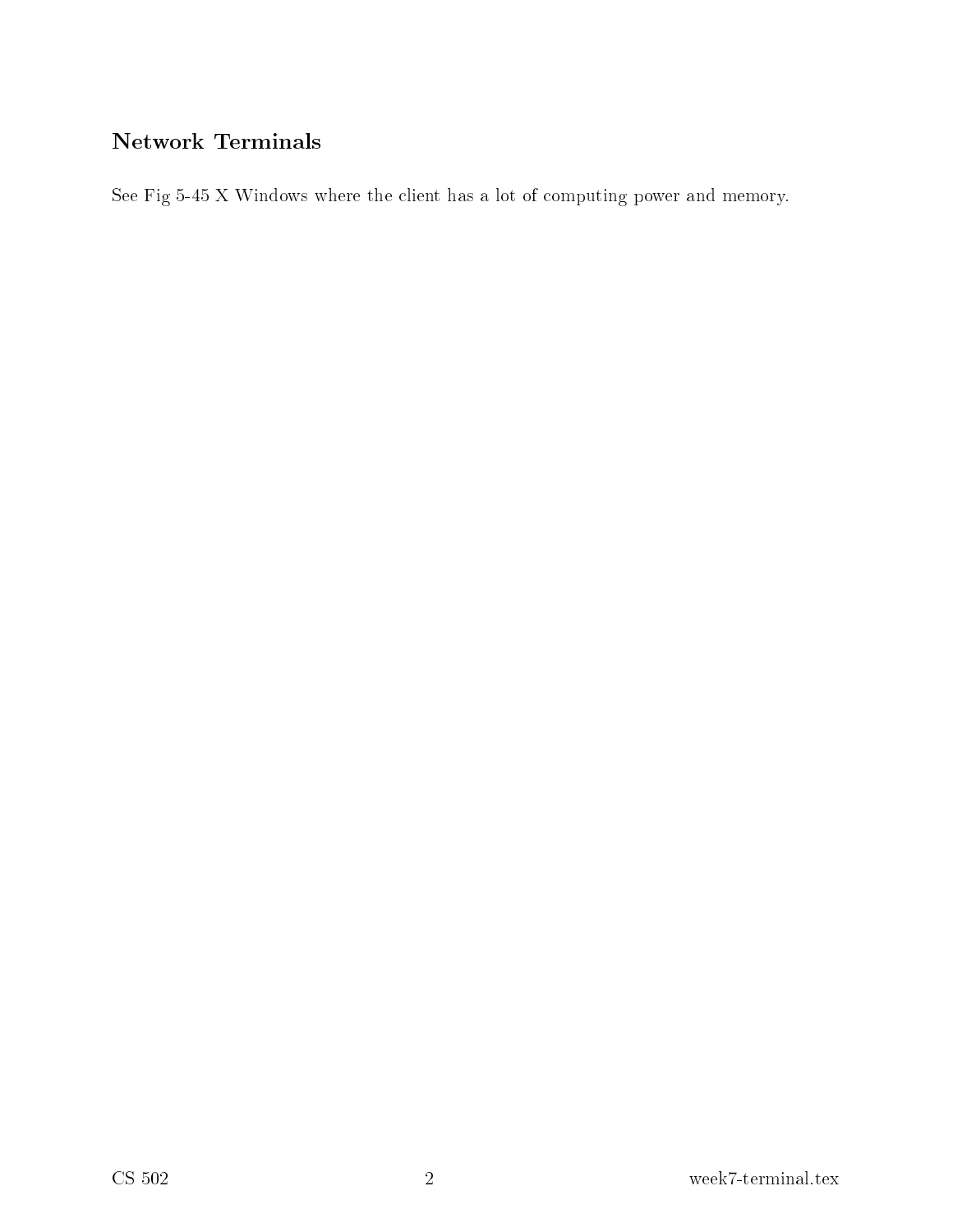## Network Terminals

See Fig 5-45 X Windows where the client has a lot of computing power and memory.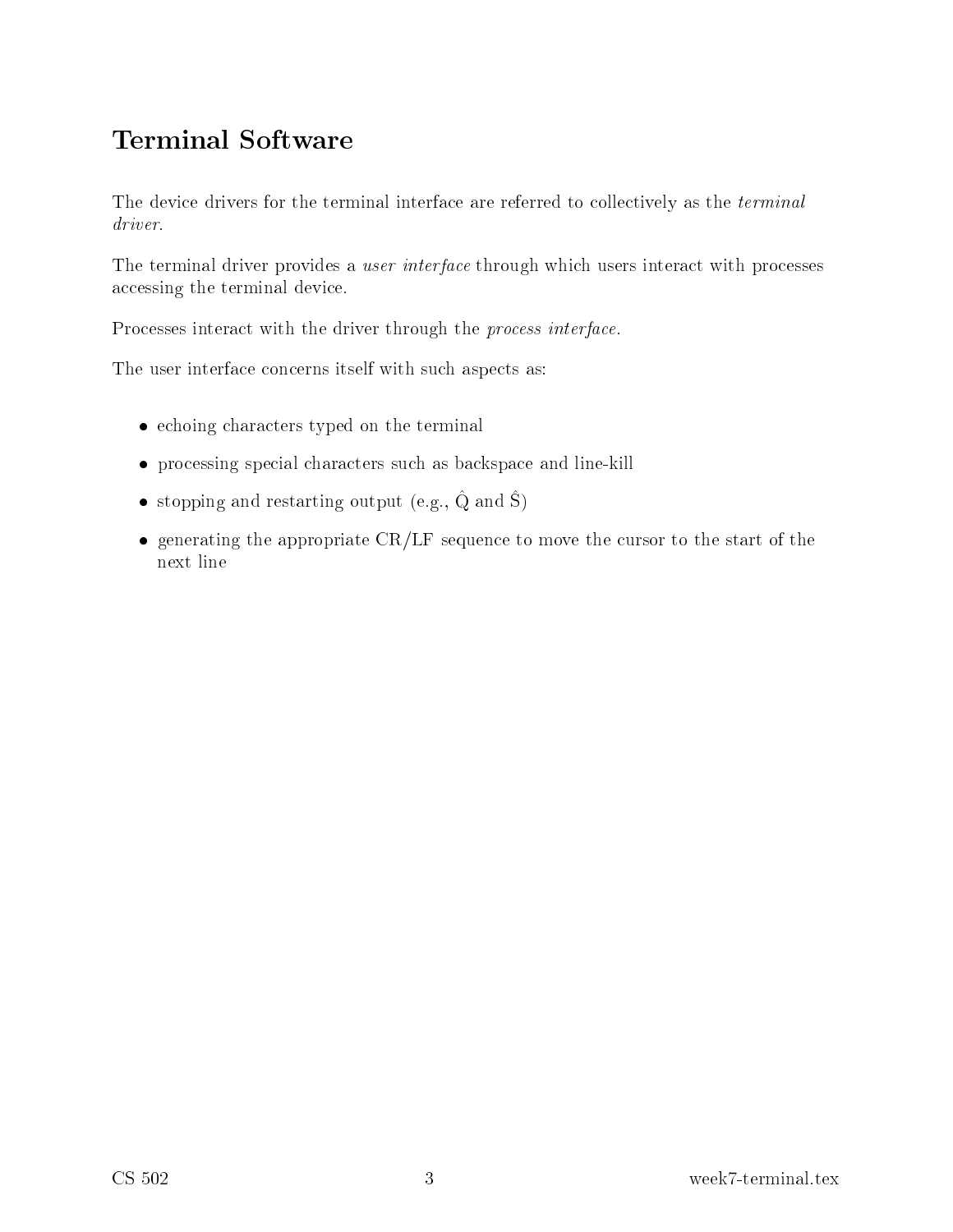# Terminal Software

The device drivers for the terminal interface are referred to collectively as the *terminal driver*.

The terminal driver provides a *user interface* through which users interact with processes accessing the terminal device.

Processes interact with the driver through the *process interface*.

The user interface concerns itself with such aspects as:

- echoing characters typed on the terminal
- processing special characters such as backspace and line-kill
- stopping and restarting output (e.g., $\hat{Q}$ and $\hat{S}$)
- generating the appropriate CR/LF sequence to move the cursor to the start of the next line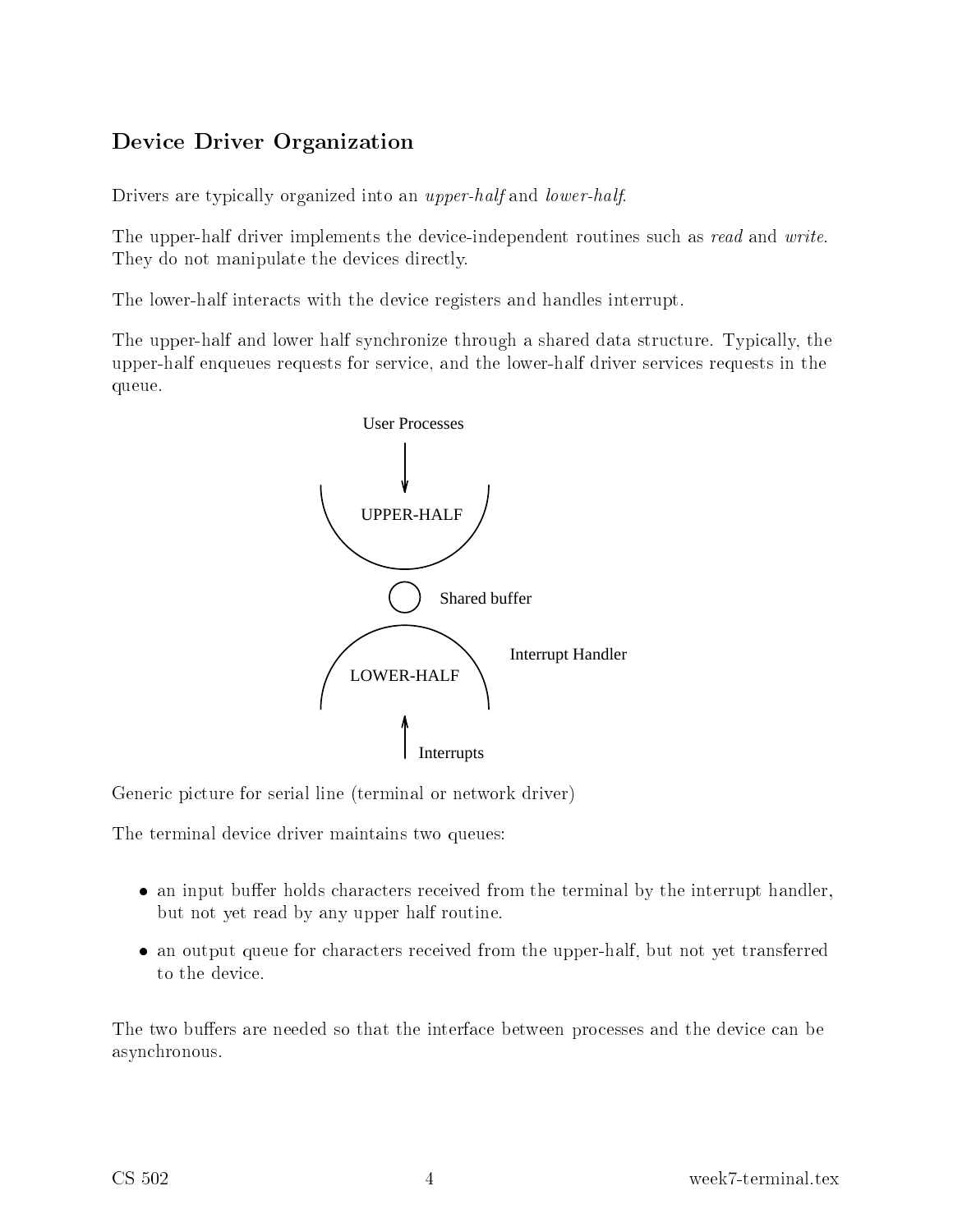## Device Driver Organization

Drivers are typically organized into an *upper-half* and *lower-half*.

The upper-half driver implements the device-independent routines such as *read* and *write*. They do not manipulate the devices directly.

The lower-half interacts with the device registers and handles interrupt.

The upper-half and lower half synchronize through a shared data structure. Typically, the upper-half enqueues requests for service, and the lower-half driver services requests in the queue.

User Processes

UPPER-HALF

Shared buffer

LOWER-HALF

Interrupt Handler

Interrupts

Generic picture for serial line (terminal or network driver)

The terminal device driver maintains two queues:

- an input buffer holds characters received from the terminal by the interrupt handler, but not yet read by any upper half routine.
- an output queue for characters received from the upper-half, but not yet transferred to the device.

The two buffers are needed so that the interface between processes and the device can be asynchronous.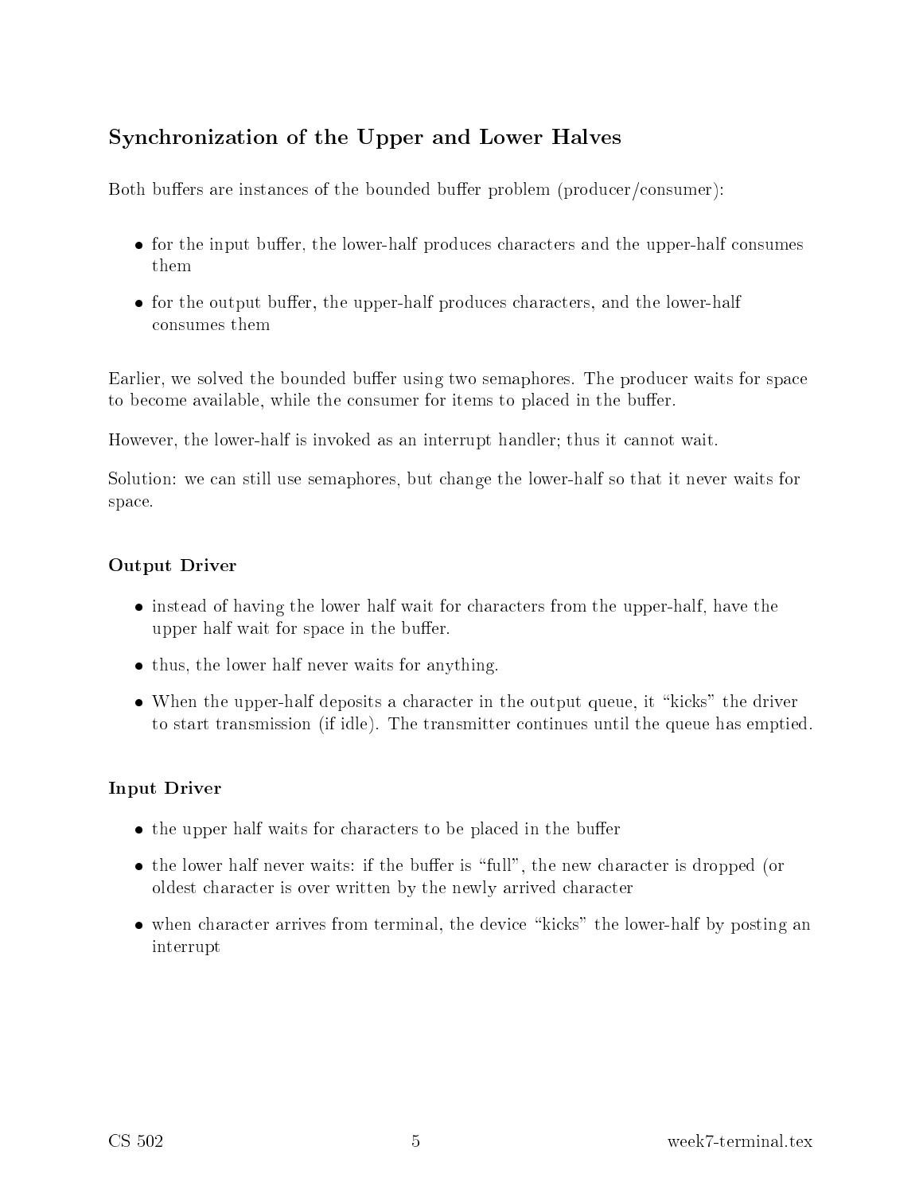## Synchronization of the Upper and Lower Halves

Both buffers are instances of the bounded buffer problem (producer/consumer):

- for the input buffer, the lower-half produces characters and the upper-half consumes them
- for the output buffer, the upper-half produces characters, and the lower-half consumes them

Earlier, we solved the bounded buffer using two semaphores. The producer waits for space to become available, while the consumer for items to placed in the buffer.

However, the lower-half is invoked as an interrupt handler; thus it cannot wait.

Solution: we can still use semaphores, but change the lower-half so that it never waits for space.

### Output Driver

- instead of having the lower half wait for characters from the upper-half, have the upper half wait for space in the buffer.
- thus, the lower half never waits for anything.
- When the upper-half deposits a character in the output queue, it "kicks" the driver to start transmission (if idle). The transmitter continues until the queue has emptied.

### Input Driver

- the upper half waits for characters to be placed in the buffer
- the lower half never waits: if the buffer is "full", the new character is dropped (or oldest character is over written by the newly arrived character
- when character arrives from terminal, the device "kicks" the lower-half by posting an interrupt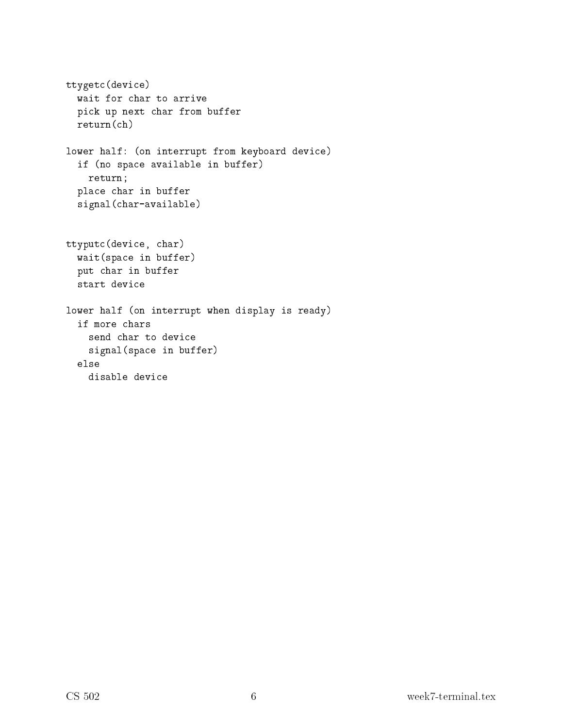```
ttygetc(device)
  wait for char to arrive
  pick up next char from buffer
  return(ch)

lower half: (on interrupt from keyboard device)
  if (no space available in buffer)
    return;
  place char in buffer
  signal(char-available)


ttyputc(device, char)
  wait(space in buffer)
  put char in buffer
  start device

lower half (on interrupt when display is ready)
  if more chars
    send char to device
    signal(space in buffer)
  else
    disable device
```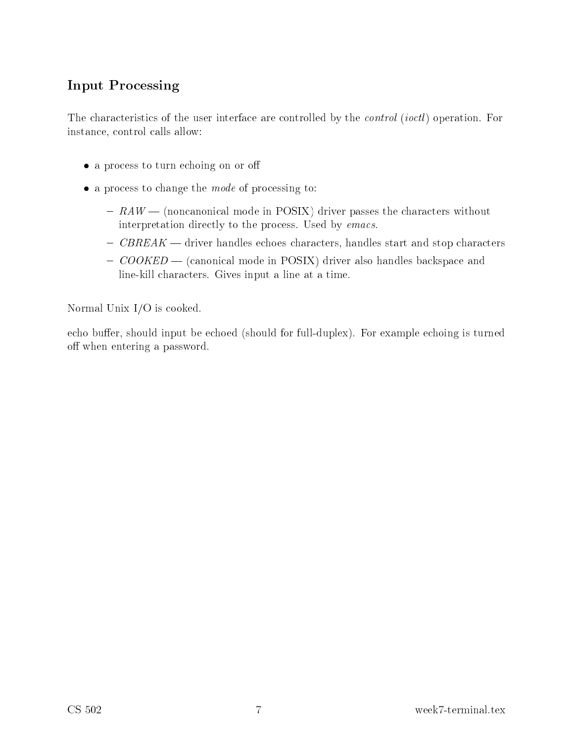## Input Processing

The characteristics of the user interface are controlled by the *control* (*ioctl*) operation. For instance, control calls allow:

- a process to turn echoing on or off
- a process to change the *mode* of processing to:
  - *RAW* — (noncanonical mode in POSIX) driver passes the characters without interpretation directly to the process. Used by *emacs*.
  - *CBREAK* — driver handles echoes characters, handles start and stop characters
  - *COOKED* — (canonical mode in POSIX) driver also handles backspace and line-kill characters. Gives input a line at a time.

Normal Unix I/O is cooked.

echo buffer, should input be echoed (should for full-duplex). For example echoing is turned off when entering a password.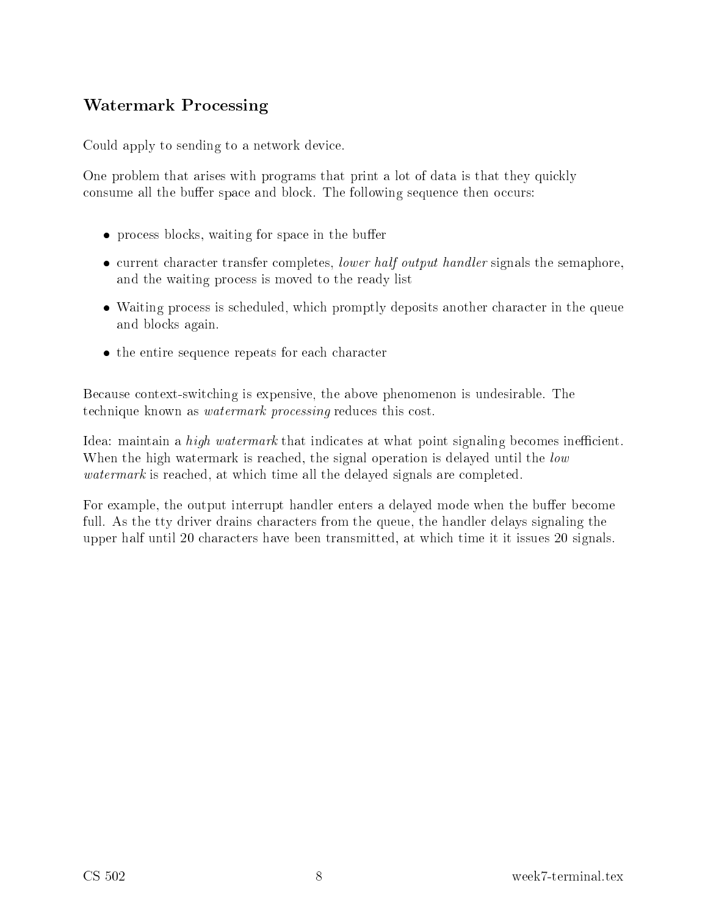## Watermark Processing

Could apply to sending to a network device.

One problem that arises with programs that print a lot of data is that they quickly consume all the buffer space and block. The following sequence then occurs:

- process blocks, waiting for space in the buffer
- current character transfer completes, *lower half output handler* signals the semaphore, and the waiting process is moved to the ready list
- Waiting process is scheduled, which promptly deposits another character in the queue and blocks again.
- the entire sequence repeats for each character

Because context-switching is expensive, the above phenomenon is undesirable. The technique known as *watermark processing* reduces this cost.

Idea: maintain a *high watermark* that indicates at what point signaling becomes inefficient. When the high watermark is reached, the signal operation is delayed until the *low watermark* is reached, at which time all the delayed signals are completed.

For example, the output interrupt handler enters a delayed mode when the buffer become full. As the tty driver drains characters from the queue, the handler delays signaling the upper half until 20 characters have been transmitted, at which time it it issues 20 signals.